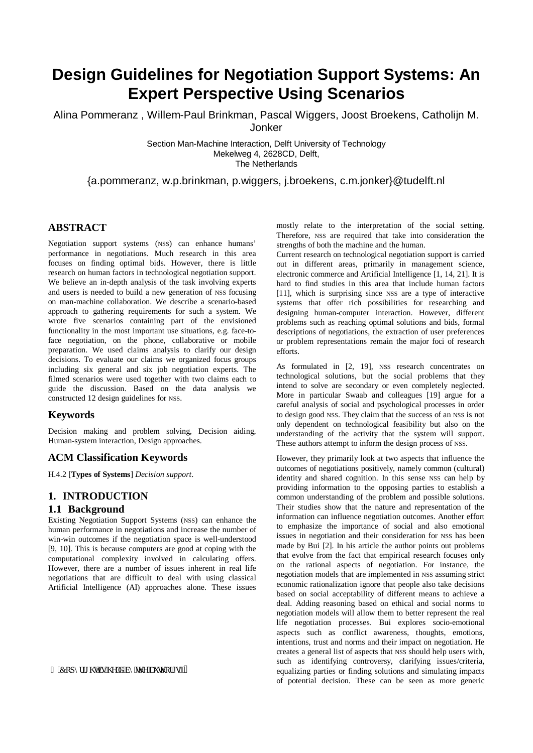# Design Guidelines for Negotiation Support Systems: An Expert Perspective Using Scenarios

Alina Pommeranz , Willem-Paul Brinkman, Pascal Wiggers, Joost Broekens, Catholijn M. Jonker

Section Man-Machine Interaction, Delft University of Technology
Mekelweg 4, 2628CD, Delft,
The Netherlands

{a.pommeranz, w.p.brinkman, p.wiggers, j.broekens, c.m.jonker}@tudelft.nl

## ABSTRACT

Negotiation support systems (NSS) can enhance humans' performance in negotiations. Much research in this area focuses on finding optimal bids. However, there is little research on human factors in technological negotiation support. We believe an in-depth analysis of the task involving experts and users is needed to build a new generation of NSS focusing on man-machine collaboration. We describe a scenario-based approach to gathering requirements for such a system. We wrote five scenarios containing part of the envisioned functionality in the most important use situations, e.g. face-to-face negotiation, on the phone, collaborative or mobile preparation. We used claims analysis to clarify our design decisions. To evaluate our claims we organized focus groups including six general and six job negotiation experts. The filmed scenarios were used together with two claims each to guide the discussion. Based on the data analysis we constructed 12 design guidelines for NSS.

### Keywords

Decision making and problem solving, Decision aiding, Human-system interaction, Design approaches.

### ACM Classification Keywords

H.4.2 [**Types of Systems**] *Decision support*.

## 1. INTRODUCTION

### 1.1 Background

Existing Negotiation Support Systems (NSS) can enhance the human performance in negotiations and increase the number of win-win outcomes if the negotiation space is well-understood [9, 10]. This is because computers are good at coping with the computational complexity involved in calculating offers. However, there are a number of issues inherent in real life negotiations that are difficult to deal with using classical Artificial Intelligence (AI) approaches alone. These issues mostly relate to the interpretation of the social setting. Therefore, NSS are required that take into consideration the strengths of both the machine and the human.

Current research on technological negotiation support is carried out in different areas, primarily in management science, electronic commerce and Artificial Intelligence [1, 14, 21]. It is hard to find studies in this area that include human factors [11], which is surprising since NSS are a type of interactive systems that offer rich possibilities for researching and designing human-computer interaction. However, different problems such as reaching optimal solutions and bids, formal descriptions of negotiations, the extraction of user preferences or problem representations remain the major foci of research efforts.

As formulated in [2, 19], NSS research concentrates on technological solutions, but the social problems that they intend to solve are secondary or even completely neglected. More in particular Swaab and colleagues [19] argue for a careful analysis of social and psychological processes in order to design good NSS. They claim that the success of an NSS is not only dependent on technological feasibility but also on the understanding of the activity that the system will support. These authors attempt to inform the design process of NSS.

However, they primarily look at two aspects that influence the outcomes of negotiations positively, namely common (cultural) identity and shared cognition. In this sense NSS can help by providing information to the opposing parties to establish a common understanding of the problem and possible solutions. Their studies show that the nature and representation of the information can influence negotiation outcomes. Another effort to emphasize the importance of social and also emotional issues in negotiation and their consideration for NSS has been made by Bui [2]. In his article the author points out problems that evolve from the fact that empirical research focuses only on the rational aspects of negotiation. For instance, the negotiation models that are implemented in NSS assuming strict economic rationalization ignore that people also take decisions based on social acceptability of different means to achieve a deal. Adding reasoning based on ethical and social norms to negotiation models will allow them to better represent the real life negotiation processes. Bui explores socio-emotional aspects such as conflict awareness, thoughts, emotions, intentions, trust and norms and their impact on negotiation. He creates a general list of aspects that NSS should help users with, such as identifying controversy, clarifying issues/criteria, equalizing parties or finding solutions and simulating impacts of potential decision. These can be seen as more generic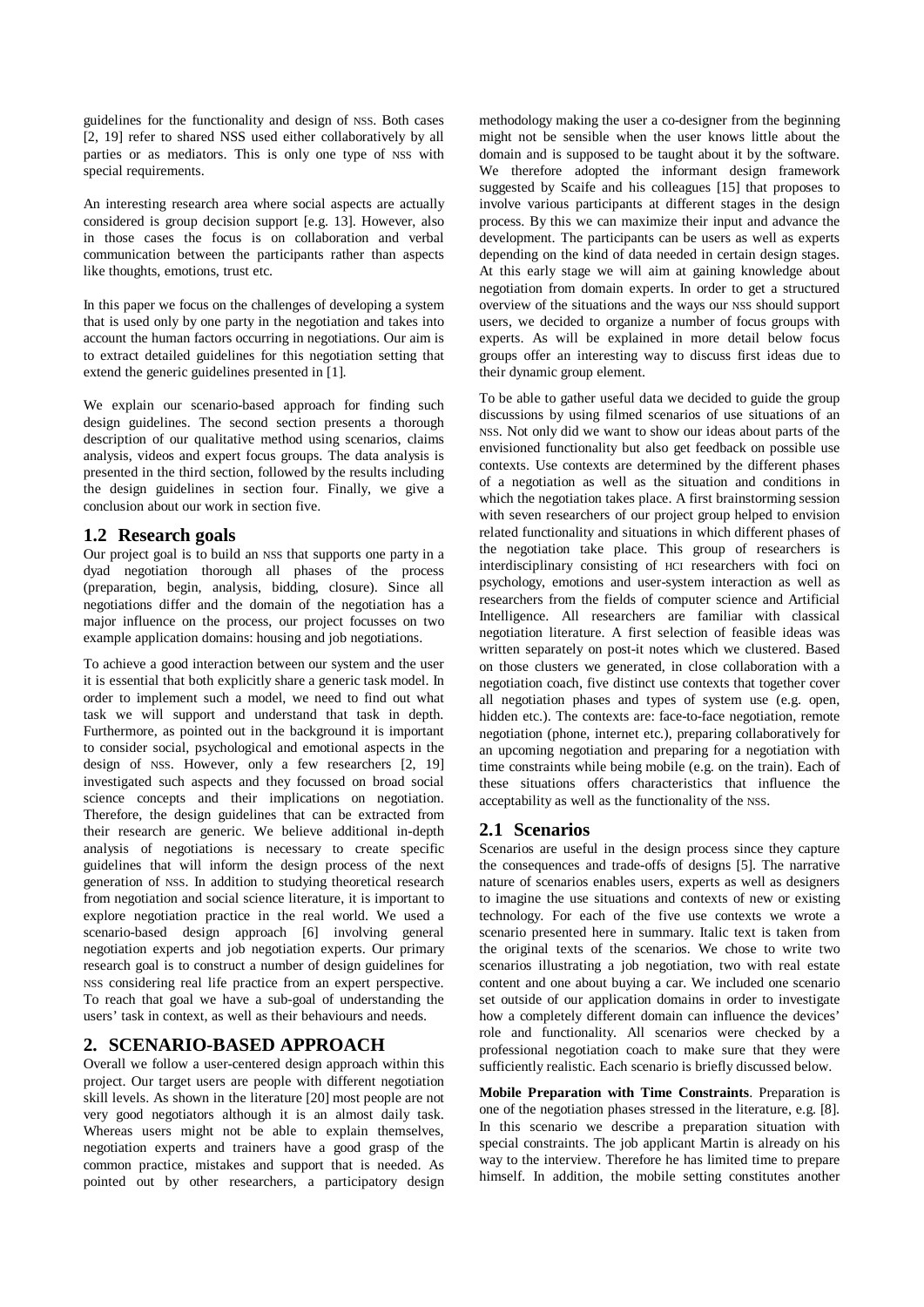guidelines for the functionality and design of NSS. Both cases [2, 19] refer to shared NSS used either collaboratively by all parties or as mediators. This is only one type of NSS with special requirements.

An interesting research area where social aspects are actually considered is group decision support [e.g. 13]. However, also in those cases the focus is on collaboration and verbal communication between the participants rather than aspects like thoughts, emotions, trust etc.

In this paper we focus on the challenges of developing a system that is used only by one party in the negotiation and takes into account the human factors occurring in negotiations. Our aim is to extract detailed guidelines for this negotiation setting that extend the generic guidelines presented in [1].

We explain our scenario-based approach for finding such design guidelines. The second section presents a thorough description of our qualitative method using scenarios, claims analysis, videos and expert focus groups. The data analysis is presented in the third section, followed by the results including the design guidelines in section four. Finally, we give a conclusion about our work in section five.

### 1.2 Research goals

Our project goal is to build an NSS that supports one party in a dyad negotiation thorough all phases of the process (preparation, begin, analysis, bidding, closure). Since all negotiations differ and the domain of the negotiation has a major influence on the process, our project focusses on two example application domains: housing and job negotiations.

To achieve a good interaction between our system and the user it is essential that both explicitly share a generic task model. In order to implement such a model, we need to find out what task we will support and understand that task in depth. Furthermore, as pointed out in the background it is important to consider social, psychological and emotional aspects in the design of NSS. However, only a few researchers [2, 19] investigated such aspects and they focussed on broad social science concepts and their implications on negotiation. Therefore, the design guidelines that can be extracted from their research are generic. We believe additional in-depth analysis of negotiations is necessary to create specific guidelines that will inform the design process of the next generation of NSS. In addition to studying theoretical research from negotiation and social science literature, it is important to explore negotiation practice in the real world. We used a scenario-based design approach [6] involving general negotiation experts and job negotiation experts. Our primary research goal is to construct a number of design guidelines for NSS considering real life practice from an expert perspective. To reach that goal we have a sub-goal of understanding the users' task in context, as well as their behaviours and needs.

## 2. SCENARIO-BASED APPROACH

Overall we follow a user-centered design approach within this project. Our target users are people with different negotiation skill levels. As shown in the literature [20] most people are not very good negotiators although it is an almost daily task. Whereas users might not be able to explain themselves, negotiation experts and trainers have a good grasp of the common practice, mistakes and support that is needed. As pointed out by other researchers, a participatory design methodology making the user a co-designer from the beginning might not be sensible when the user knows little about the domain and is supposed to be taught about it by the software. We therefore adopted the informant design framework suggested by Scaife and his colleagues [15] that proposes to involve various participants at different stages in the design process. By this we can maximize their input and advance the development. The participants can be users as well as experts depending on the kind of data needed in certain design stages. At this early stage we will aim at gaining knowledge about negotiation from domain experts. In order to get a structured overview of the situations and the ways our NSS should support users, we decided to organize a number of focus groups with experts. As will be explained in more detail below focus groups offer an interesting way to discuss first ideas due to their dynamic group element.

To be able to gather useful data we decided to guide the group discussions by using filmed scenarios of use situations of an NSS. Not only did we want to show our ideas about parts of the envisioned functionality but also get feedback on possible use contexts. Use contexts are determined by the different phases of a negotiation as well as the situation and conditions in which the negotiation takes place. A first brainstorming session with seven researchers of our project group helped to envision related functionality and situations in which different phases of the negotiation take place. This group of researchers is interdisciplinary consisting of HCI researchers with foci on psychology, emotions and user-system interaction as well as researchers from the fields of computer science and Artificial Intelligence. All researchers are familiar with classical negotiation literature. A first selection of feasible ideas was written separately on post-it notes which we clustered. Based on those clusters we generated, in close collaboration with a negotiation coach, five distinct use contexts that together cover all negotiation phases and types of system use (e.g. open, hidden etc.). The contexts are: face-to-face negotiation, remote negotiation (phone, internet etc.), preparing collaboratively for an upcoming negotiation and preparing for a negotiation with time constraints while being mobile (e.g. on the train). Each of these situations offers characteristics that influence the acceptability as well as the functionality of the NSS.

### 2.1 Scenarios

Scenarios are useful in the design process since they capture the consequences and trade-offs of designs [5]. The narrative nature of scenarios enables users, experts as well as designers to imagine the use situations and contexts of new or existing technology. For each of the five use contexts we wrote a scenario presented here in summary. Italic text is taken from the original texts of the scenarios. We chose to write two scenarios illustrating a job negotiation, two with real estate content and one about buying a car. We included one scenario set outside of our application domains in order to investigate how a completely different domain can influence the devices' role and functionality. All scenarios were checked by a professional negotiation coach to make sure that they were sufficiently realistic. Each scenario is briefly discussed below.

**Mobile Preparation with Time Constraints**. Preparation is one of the negotiation phases stressed in the literature, e.g. [8]. In this scenario we describe a preparation situation with special constraints. The job applicant Martin is already on his way to the interview. Therefore he has limited time to prepare himself. In addition, the mobile setting constitutes another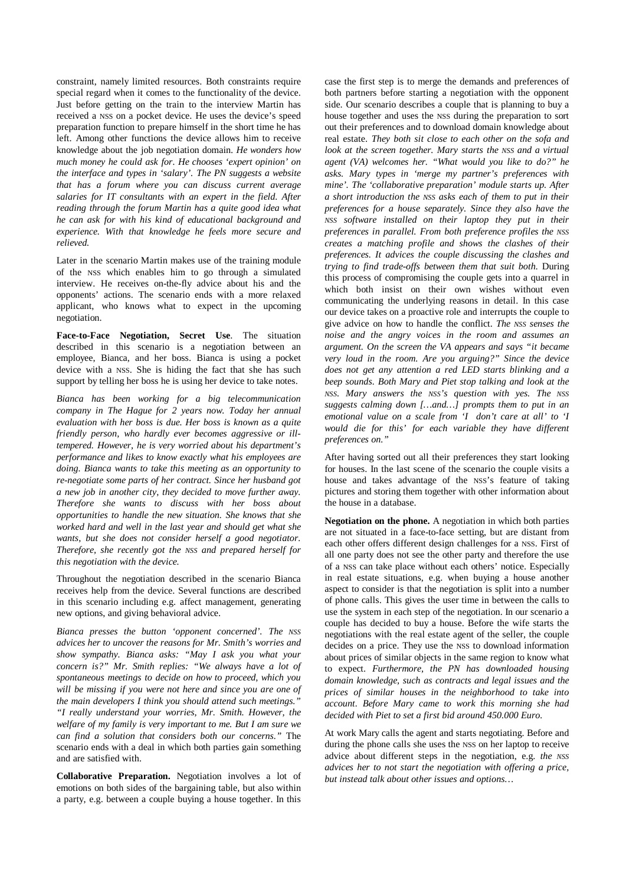constraint, namely limited resources. Both constraints require special regard when it comes to the functionality of the device. Just before getting on the train to the interview Martin has received a NSS on a pocket device. He uses the device's speed preparation function to prepare himself in the short time he has left. Among other functions the device allows him to receive knowledge about the job negotiation domain. *He wonders how much money he could ask for. He chooses 'expert opinion' on the interface and types in 'salary'. The PN suggests a website that has a forum where you can discuss current average salaries for IT consultants with an expert in the field. After reading through the forum Martin has a quite good idea what he can ask for with his kind of educational background and experience. With that knowledge he feels more secure and relieved.*

Later in the scenario Martin makes use of the training module of the NSS which enables him to go through a simulated interview. He receives on-the-fly advice about his and the opponents' actions. The scenario ends with a more relaxed applicant, who knows what to expect in the upcoming negotiation.

**Face-to-Face Negotiation, Secret Use**. The situation described in this scenario is a negotiation between an employee, Bianca, and her boss. Bianca is using a pocket device with a NSS. She is hiding the fact that she has such support by telling her boss he is using her device to take notes.

*Bianca has been working for a big telecommunication company in The Hague for 2 years now. Today her annual evaluation with her boss is due. Her boss is known as a quite friendly person, who hardly ever becomes aggressive or ill-tempered. However, he is very worried about his department's performance and likes to know exactly what his employees are doing. Bianca wants to take this meeting as an opportunity to re-negotiate some parts of her contract. Since her husband got a new job in another city, they decided to move further away. Therefore she wants to discuss with her boss about opportunities to handle the new situation. She knows that she worked hard and well in the last year and should get what she wants, but she does not consider herself a good negotiator. Therefore, she recently got the NSS and prepared herself for this negotiation with the device.*

Throughout the negotiation described in the scenario Bianca receives help from the device. Several functions are described in this scenario including e.g. affect management, generating new options, and giving behavioral advice.

*Bianca presses the button 'opponent concerned'. The NSS advices her to uncover the reasons for Mr. Smith's worries and show sympathy. Bianca asks: "May I ask you what your concern is?" Mr. Smith replies: "We always have a lot of spontaneous meetings to decide on how to proceed, which you will be missing if you were not here and since you are one of the main developers I think you should attend such meetings." "I really understand your worries, Mr. Smith. However, the welfare of my family is very important to me. But I am sure we can find a solution that considers both our concerns."* The scenario ends with a deal in which both parties gain something and are satisfied with.

**Collaborative Preparation.** Negotiation involves a lot of emotions on both sides of the bargaining table, but also within a party, e.g. between a couple buying a house together. In this case the first step is to merge the demands and preferences of both partners before starting a negotiation with the opponent side. Our scenario describes a couple that is planning to buy a house together and uses the NSS during the preparation to sort out their preferences and to download domain knowledge about real estate. *They both sit close to each other on the sofa and look at the screen together. Mary starts the NSS and a virtual agent (VA) welcomes her. "What would you like to do?" he asks. Mary types in 'merge my partner's preferences with mine'. The 'collaborative preparation' module starts up. After a short introduction the NSS asks each of them to put in their preferences for a house separately. Since they also have the NSS software installed on their laptop they put in their preferences in parallel. From both preference profiles the NSS creates a matching profile and shows the clashes of their preferences. It advices the couple discussing the clashes and trying to find trade-offs between them that suit both.* During this process of compromising the couple gets into a quarrel in which both insist on their own wishes without even communicating the underlying reasons in detail. In this case our device takes on a proactive role and interrupts the couple to give advice on how to handle the conflict. *The NSS senses the noise and the angry voices in the room and assumes an argument. On the screen the VA appears and says "it became very loud in the room. Are you arguing?" Since the device does not get any attention a red LED starts blinking and a beep sounds. Both Mary and Piet stop talking and look at the NSS. Mary answers the NSS's question with yes. The NSS suggests calming down […and…] prompts them to put in an emotional value on a scale from 'I don't care at all' to 'I would die for this' for each variable they have different preferences on."*

After having sorted out all their preferences they start looking for houses. In the last scene of the scenario the couple visits a house and takes advantage of the NSS's feature of taking pictures and storing them together with other information about the house in a database.

**Negotiation on the phone.** A negotiation in which both parties are not situated in a face-to-face setting, but are distant from each other offers different design challenges for a NSS. First of all one party does not see the other party and therefore the use of a NSS can take place without each others' notice. Especially in real estate situations, e.g. when buying a house another aspect to consider is that the negotiation is split into a number of phone calls. This gives the user time in between the calls to use the system in each step of the negotiation. In our scenario a couple has decided to buy a house. Before the wife starts the negotiations with the real estate agent of the seller, the couple decides on a price. They use the NSS to download information about prices of similar objects in the same region to know what to expect. *Furthermore, the PN has downloaded housing domain knowledge, such as contracts and legal issues and the prices of similar houses in the neighborhood to take into account. Before Mary came to work this morning she had decided with Piet to set a first bid around 450.000 Euro.*

At work Mary calls the agent and starts negotiating. Before and during the phone calls she uses the NSS on her laptop to receive advice about different steps in the negotiation, e.g. *the NSS advices her to not start the negotiation with offering a price, but instead talk about other issues and options…*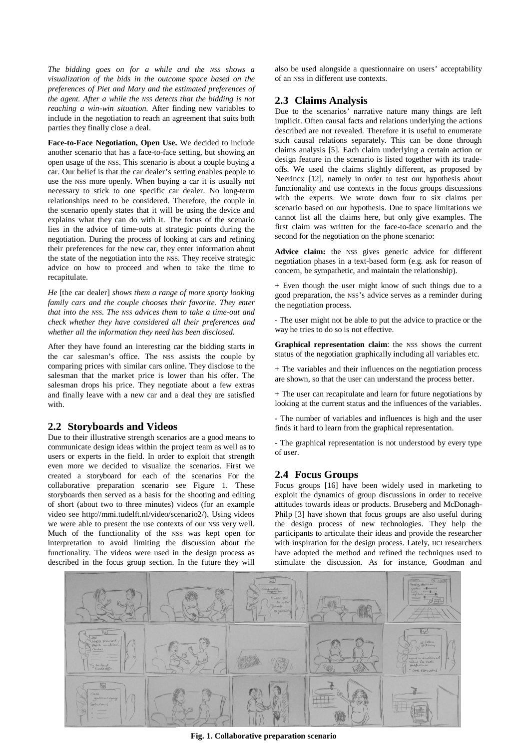*The bidding goes on for a while and the NSS shows a visualization of the bids in the outcome space based on the preferences of Piet and Mary and the estimated preferences of the agent. After a while the NSS detects that the bidding is not reaching a win-win situation.* After finding new variables to include in the negotiation to reach an agreement that suits both parties they finally close a deal.

**Face-to-Face Negotiation, Open Use.** We decided to include another scenario that has a face-to-face setting, but showing an open usage of the NSS. This scenario is about a couple buying a car. Our belief is that the car dealer's setting enables people to use the NSS more openly. When buying a car it is usually not necessary to stick to one specific car dealer. No long-term relationships need to be considered. Therefore, the couple in the scenario openly states that it will be using the device and explains what they can do with it. The focus of the scenario lies in the advice of time-outs at strategic points during the negotiation. During the process of looking at cars and refining their preferences for the new car, they enter information about the state of the negotiation into the NSS. They receive strategic advice on how to proceed and when to take the time to recapitulate.

*He* [the car dealer] *shows them a range of more sporty looking family cars and the couple chooses their favorite. They enter that into the NSS. The NSS advices them to take a time-out and check whether they have considered all their preferences and whether all the information they need has been disclosed.*

After they have found an interesting car the bidding starts in the car salesman's office. The NSS assists the couple by comparing prices with similar cars online. They disclose to the salesman that the market price is lower than his offer. The salesman drops his price. They negotiate about a few extras and finally leave with a new car and a deal they are satisfied with.

## 2.2 Storyboards and Videos

Due to their illustrative strength scenarios are a good means to communicate design ideas within the project team as well as to users or experts in the field. In order to exploit that strength even more we decided to visualize the scenarios. First we created a storyboard for each of the scenarios For the collaborative preparation scenario see Figure 1. These storyboards then served as a basis for the shooting and editing of short (about two to three minutes) videos (for an example video see http://mmi.tudelft.nl/video/scenario2/). Using videos we were able to present the use contexts of our NSS very well. Much of the functionality of the NSS was kept open for interpretation to avoid limiting the discussion about the functionality. The videos were used in the design process as described in the focus group section. In the future they will also be used alongside a questionnaire on users' acceptability of an NSS in different use contexts.

## 2.3 Claims Analysis

Due to the scenarios' narrative nature many things are left implicit. Often causal facts and relations underlying the actions described are not revealed. Therefore it is useful to enumerate such causal relations separately. This can be done through claims analysis [5]. Each claim underlying a certain action or design feature in the scenario is listed together with its trade-offs. We used the claims slightly different, as proposed by Neerincx [12], namely in order to test our hypothesis about functionality and use contexts in the focus groups discussions with the experts. We wrote down four to six claims per scenario based on our hypothesis. Due to space limitations we cannot list all the claims here, but only give examples. The first claim was written for the face-to-face scenario and the second for the negotiation on the phone scenario:

**Advice claim:** the NSS gives generic advice for different negotiation phases in a text-based form (e.g. ask for reason of concern, be sympathetic, and maintain the relationship).

+ Even though the user might know of such things due to a good preparation, the NSS's advice serves as a reminder during the negotiation process.

- The user might not be able to put the advice to practice or the way he tries to do so is not effective.

**Graphical representation claim**: the NSS shows the current status of the negotiation graphically including all variables etc.

+ The variables and their influences on the negotiation process are shown, so that the user can understand the process better.

+ The user can recapitulate and learn for future negotiations by looking at the current status and the influences of the variables.

- The number of variables and influences is high and the user finds it hard to learn from the graphical representation.

- The graphical representation is not understood by every type of user.

## 2.4 Focus Groups

Focus groups [16] have been widely used in marketing to exploit the dynamics of group discussions in order to receive attitudes towards ideas or products. Bruseberg and McDonagh-Philp [3] have shown that focus groups are also useful during the design process of new technologies. They help the participants to articulate their ideas and provide the researcher with inspiration for the design process. Lately, HCI researchers have adopted the method and refined the techniques used to stimulate the discussion. As for instance, Goodman and

**Fig. 1. Collaborative preparation scenario**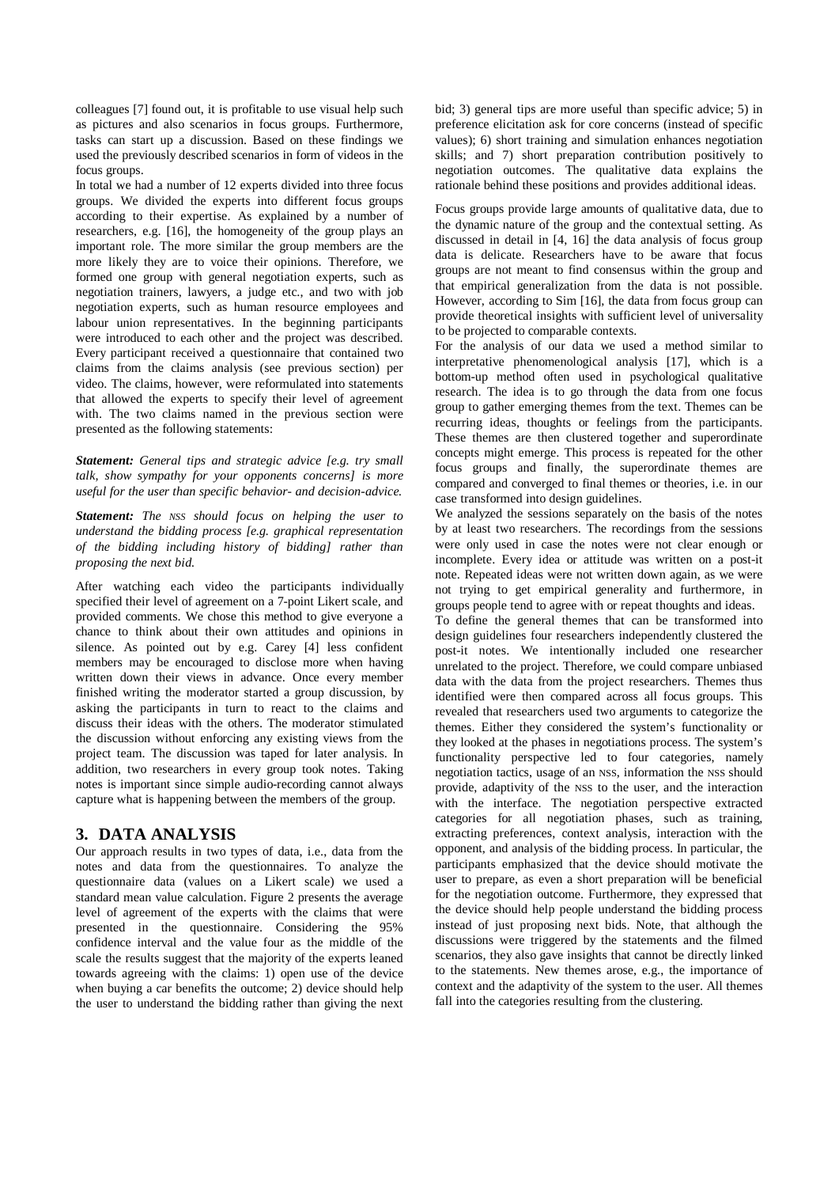colleagues [7] found out, it is profitable to use visual help such as pictures and also scenarios in focus groups. Furthermore, tasks can start up a discussion. Based on these findings we used the previously described scenarios in form of videos in the focus groups.

In total we had a number of 12 experts divided into three focus groups. We divided the experts into different focus groups according to their expertise. As explained by a number of researchers, e.g. [16], the homogeneity of the group plays an important role. The more similar the group members are the more likely they are to voice their opinions. Therefore, we formed one group with general negotiation experts, such as negotiation trainers, lawyers, a judge etc., and two with job negotiation experts, such as human resource employees and labour union representatives. In the beginning participants were introduced to each other and the project was described. Every participant received a questionnaire that contained two claims from the claims analysis (see previous section) per video. The claims, however, were reformulated into statements that allowed the experts to specify their level of agreement with. The two claims named in the previous section were presented as the following statements:

***Statement:*** *General tips and strategic advice [e.g. try small talk, show sympathy for your opponents concerns] is more useful for the user than specific behavior- and decision-advice.*

***Statement:*** *The NSS should focus on helping the user to understand the bidding process [e.g. graphical representation of the bidding including history of bidding] rather than proposing the next bid.*

After watching each video the participants individually specified their level of agreement on a 7-point Likert scale, and provided comments. We chose this method to give everyone a chance to think about their own attitudes and opinions in silence. As pointed out by e.g. Carey [4] less confident members may be encouraged to disclose more when having written down their views in advance. Once every member finished writing the moderator started a group discussion, by asking the participants in turn to react to the claims and discuss their ideas with the others. The moderator stimulated the discussion without enforcing any existing views from the project team. The discussion was taped for later analysis. In addition, two researchers in every group took notes. Taking notes is important since simple audio-recording cannot always capture what is happening between the members of the group.

## 3. DATA ANALYSIS

Our approach results in two types of data, i.e., data from the notes and data from the questionnaires. To analyze the questionnaire data (values on a Likert scale) we used a standard mean value calculation. Figure 2 presents the average level of agreement of the experts with the claims that were presented in the questionnaire. Considering the 95% confidence interval and the value four as the middle of the scale the results suggest that the majority of the experts leaned towards agreeing with the claims: 1) open use of the device when buying a car benefits the outcome; 2) device should help the user to understand the bidding rather than giving the next bid; 3) general tips are more useful than specific advice; 5) in preference elicitation ask for core concerns (instead of specific values); 6) short training and simulation enhances negotiation skills; and 7) short preparation contribution positively to negotiation outcomes. The qualitative data explains the rationale behind these positions and provides additional ideas.

Focus groups provide large amounts of qualitative data, due to the dynamic nature of the group and the contextual setting. As discussed in detail in [4, 16] the data analysis of focus group data is delicate. Researchers have to be aware that focus groups are not meant to find consensus within the group and that empirical generalization from the data is not possible. However, according to Sim [16], the data from focus group can provide theoretical insights with sufficient level of universality to be projected to comparable contexts.

For the analysis of our data we used a method similar to interpretative phenomenological analysis [17], which is a bottom-up method often used in psychological qualitative research. The idea is to go through the data from one focus group to gather emerging themes from the text. Themes can be recurring ideas, thoughts or feelings from the participants. These themes are then clustered together and superordinate concepts might emerge. This process is repeated for the other focus groups and finally, the superordinate themes are compared and converged to final themes or theories, i.e. in our case transformed into design guidelines.

We analyzed the sessions separately on the basis of the notes by at least two researchers. The recordings from the sessions were only used in case the notes were not clear enough or incomplete. Every idea or attitude was written on a post-it note. Repeated ideas were not written down again, as we were not trying to get empirical generality and furthermore, in groups people tend to agree with or repeat thoughts and ideas.

To define the general themes that can be transformed into design guidelines four researchers independently clustered the post-it notes. We intentionally included one researcher unrelated to the project. Therefore, we could compare unbiased data with the data from the project researchers. Themes thus identified were then compared across all focus groups. This revealed that researchers used two arguments to categorize the themes. Either they considered the system's functionality or they looked at the phases in negotiations process. The system's functionality perspective led to four categories, namely negotiation tactics, usage of an NSS, information the NSS should provide, adaptivity of the NSS to the user, and the interaction with the interface. The negotiation perspective extracted categories for all negotiation phases, such as training, extracting preferences, context analysis, interaction with the opponent, and analysis of the bidding process. In particular, the participants emphasized that the device should motivate the user to prepare, as even a short preparation will be beneficial for the negotiation outcome. Furthermore, they expressed that the device should help people understand the bidding process instead of just proposing next bids. Note, that although the discussions were triggered by the statements and the filmed scenarios, they also gave insights that cannot be directly linked to the statements. New themes arose, e.g., the importance of context and the adaptivity of the system to the user. All themes fall into the categories resulting from the clustering.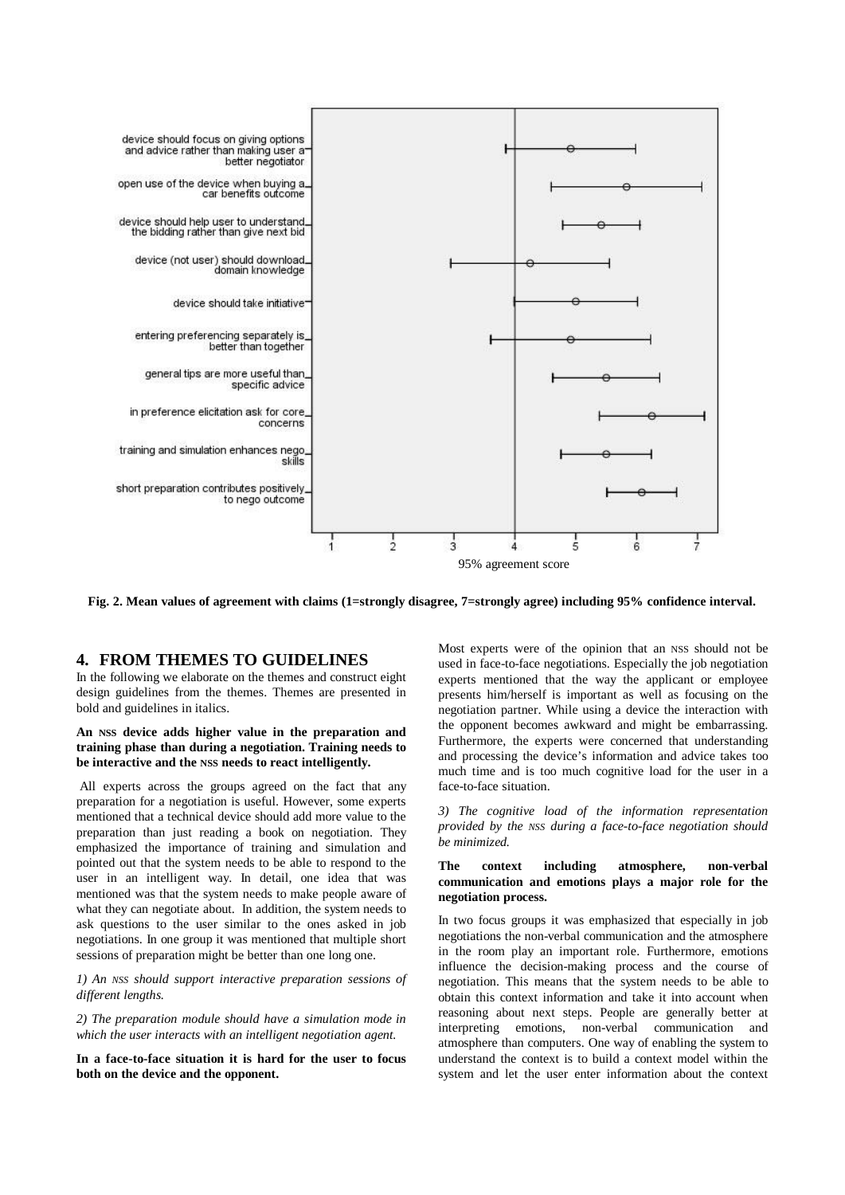Fig. 2. Mean values of agreement with claims (1=strongly disagree, 7=strongly agree) including 95% confidence interval.

## 4. FROM THEMES TO GUIDELINES

In the following we elaborate on the themes and construct eight design guidelines from the themes. Themes are presented in bold and guidelines in italics.

**An NSS device adds higher value in the preparation and training phase than during a negotiation. Training needs to be interactive and the NSS needs to react intelligently.**

All experts across the groups agreed on the fact that any preparation for a negotiation is useful. However, some experts mentioned that a technical device should add more value to the preparation than just reading a book on negotiation. They emphasized the importance of training and simulation and pointed out that the system needs to be able to respond to the user in an intelligent way. In detail, one idea that was mentioned was that the system needs to make people aware of what they can negotiate about. In addition, the system needs to ask questions to the user similar to the ones asked in job negotiations. In one group it was mentioned that multiple short sessions of preparation might be better than one long one.

*1) An NSS should support interactive preparation sessions of different lengths.*

*2) The preparation module should have a simulation mode in which the user interacts with an intelligent negotiation agent.*

**In a face-to-face situation it is hard for the user to focus both on the device and the opponent.**

Most experts were of the opinion that an NSS should not be used in face-to-face negotiations. Especially the job negotiation experts mentioned that the way the applicant or employee presents him/herself is important as well as focusing on the negotiation partner. While using a device the interaction with the opponent becomes awkward and might be embarrassing. Furthermore, the experts were concerned that understanding and processing the device's information and advice takes too much time and is too much cognitive load for the user in a face-to-face situation.

*3) The cognitive load of the information representation provided by the NSS during a face-to-face negotiation should be minimized.*

**The context including atmosphere, non-verbal communication and emotions plays a major role for the negotiation process.**

In two focus groups it was emphasized that especially in job negotiations the non-verbal communication and the atmosphere in the room play an important role. Furthermore, emotions influence the decision-making process and the course of negotiation. This means that the system needs to be able to obtain this context information and take it into account when reasoning about next steps. People are generally better at interpreting emotions, non-verbal communication and atmosphere than computers. One way of enabling the system to understand the context is to build a context model within the system and let the user enter information about the context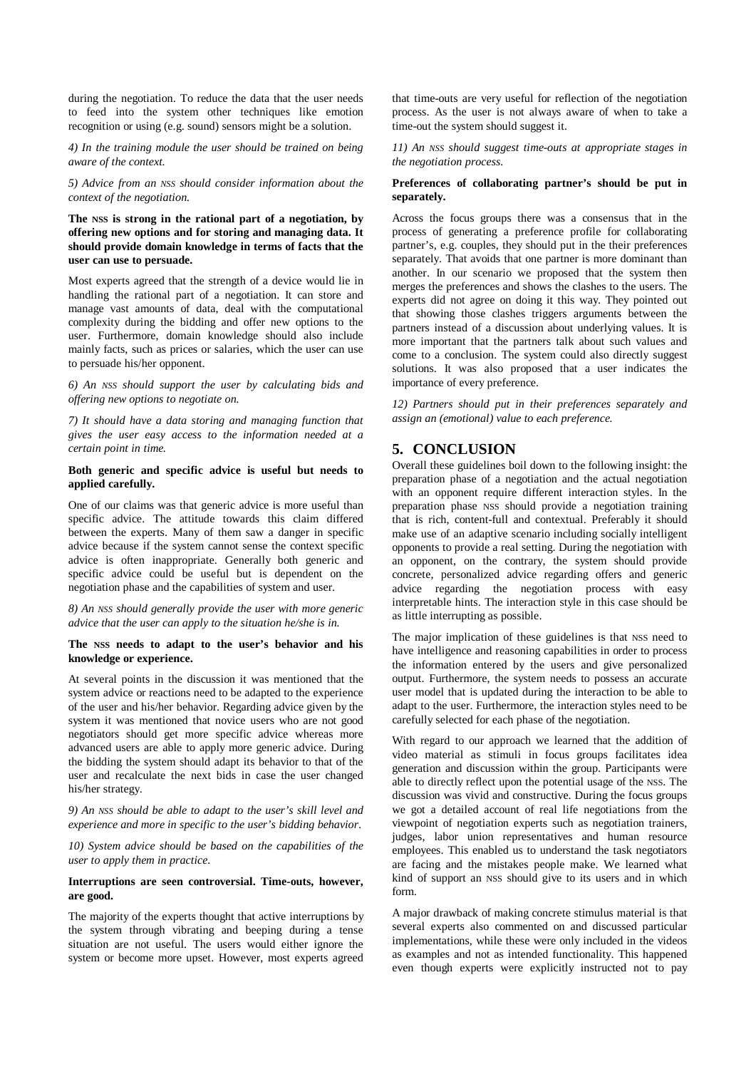during the negotiation. To reduce the data that the user needs to feed into the system other techniques like emotion recognition or using (e.g. sound) sensors might be a solution.

*4) In the training module the user should be trained on being aware of the context.*

*5) Advice from an NSS should consider information about the context of the negotiation.*

**The NSS is strong in the rational part of a negotiation, by offering new options and for storing and managing data. It should provide domain knowledge in terms of facts that the user can use to persuade.**

Most experts agreed that the strength of a device would lie in handling the rational part of a negotiation. It can store and manage vast amounts of data, deal with the computational complexity during the bidding and offer new options to the user. Furthermore, domain knowledge should also include mainly facts, such as prices or salaries, which the user can use to persuade his/her opponent.

*6) An NSS should support the user by calculating bids and offering new options to negotiate on.*

*7) It should have a data storing and managing function that gives the user easy access to the information needed at a certain point in time.*

**Both generic and specific advice is useful but needs to applied carefully.**

One of our claims was that generic advice is more useful than specific advice. The attitude towards this claim differed between the experts. Many of them saw a danger in specific advice because if the system cannot sense the context specific advice is often inappropriate. Generally both generic and specific advice could be useful but is dependent on the negotiation phase and the capabilities of system and user.

*8) An NSS should generally provide the user with more generic advice that the user can apply to the situation he/she is in.*

**The NSS needs to adapt to the user's behavior and his knowledge or experience.**

At several points in the discussion it was mentioned that the system advice or reactions need to be adapted to the experience of the user and his/her behavior. Regarding advice given by the system it was mentioned that novice users who are not good negotiators should get more specific advice whereas more advanced users are able to apply more generic advice. During the bidding the system should adapt its behavior to that of the user and recalculate the next bids in case the user changed his/her strategy.

*9) An NSS should be able to adapt to the user's skill level and experience and more in specific to the user's bidding behavior.*

*10) System advice should be based on the capabilities of the user to apply them in practice.*

**Interruptions are seen controversial. Time-outs, however, are good.**

The majority of the experts thought that active interruptions by the system through vibrating and beeping during a tense situation are not useful. The users would either ignore the system or become more upset. However, most experts agreed that time-outs are very useful for reflection of the negotiation process. As the user is not always aware of when to take a time-out the system should suggest it.

*11) An NSS should suggest time-outs at appropriate stages in the negotiation process.*

**Preferences of collaborating partner's should be put in separately.**

Across the focus groups there was a consensus that in the process of generating a preference profile for collaborating partner's, e.g. couples, they should put in the their preferences separately. That avoids that one partner is more dominant than another. In our scenario we proposed that the system then merges the preferences and shows the clashes to the users. The experts did not agree on doing it this way. They pointed out that showing those clashes triggers arguments between the partners instead of a discussion about underlying values. It is more important that the partners talk about such values and come to a conclusion. The system could also directly suggest solutions. It was also proposed that a user indicates the importance of every preference.

*12) Partners should put in their preferences separately and assign an (emotional) value to each preference.*

## 5. CONCLUSION

Overall these guidelines boil down to the following insight: the preparation phase of a negotiation and the actual negotiation with an opponent require different interaction styles. In the preparation phase NSS should provide a negotiation training that is rich, content-full and contextual. Preferably it should make use of an adaptive scenario including socially intelligent opponents to provide a real setting. During the negotiation with an opponent, on the contrary, the system should provide concrete, personalized advice regarding offers and generic advice regarding the negotiation process with easy interpretable hints. The interaction style in this case should be as little interrupting as possible.

The major implication of these guidelines is that NSS need to have intelligence and reasoning capabilities in order to process the information entered by the users and give personalized output. Furthermore, the system needs to possess an accurate user model that is updated during the interaction to be able to adapt to the user. Furthermore, the interaction styles need to be carefully selected for each phase of the negotiation.

With regard to our approach we learned that the addition of video material as stimuli in focus groups facilitates idea generation and discussion within the group. Participants were able to directly reflect upon the potential usage of the NSS. The discussion was vivid and constructive. During the focus groups we got a detailed account of real life negotiations from the viewpoint of negotiation experts such as negotiation trainers, judges, labor union representatives and human resource employees. This enabled us to understand the task negotiators are facing and the mistakes people make. We learned what kind of support an NSS should give to its users and in which form.

A major drawback of making concrete stimulus material is that several experts also commented on and discussed particular implementations, while these were only included in the videos as examples and not as intended functionality. This happened even though experts were explicitly instructed not to pay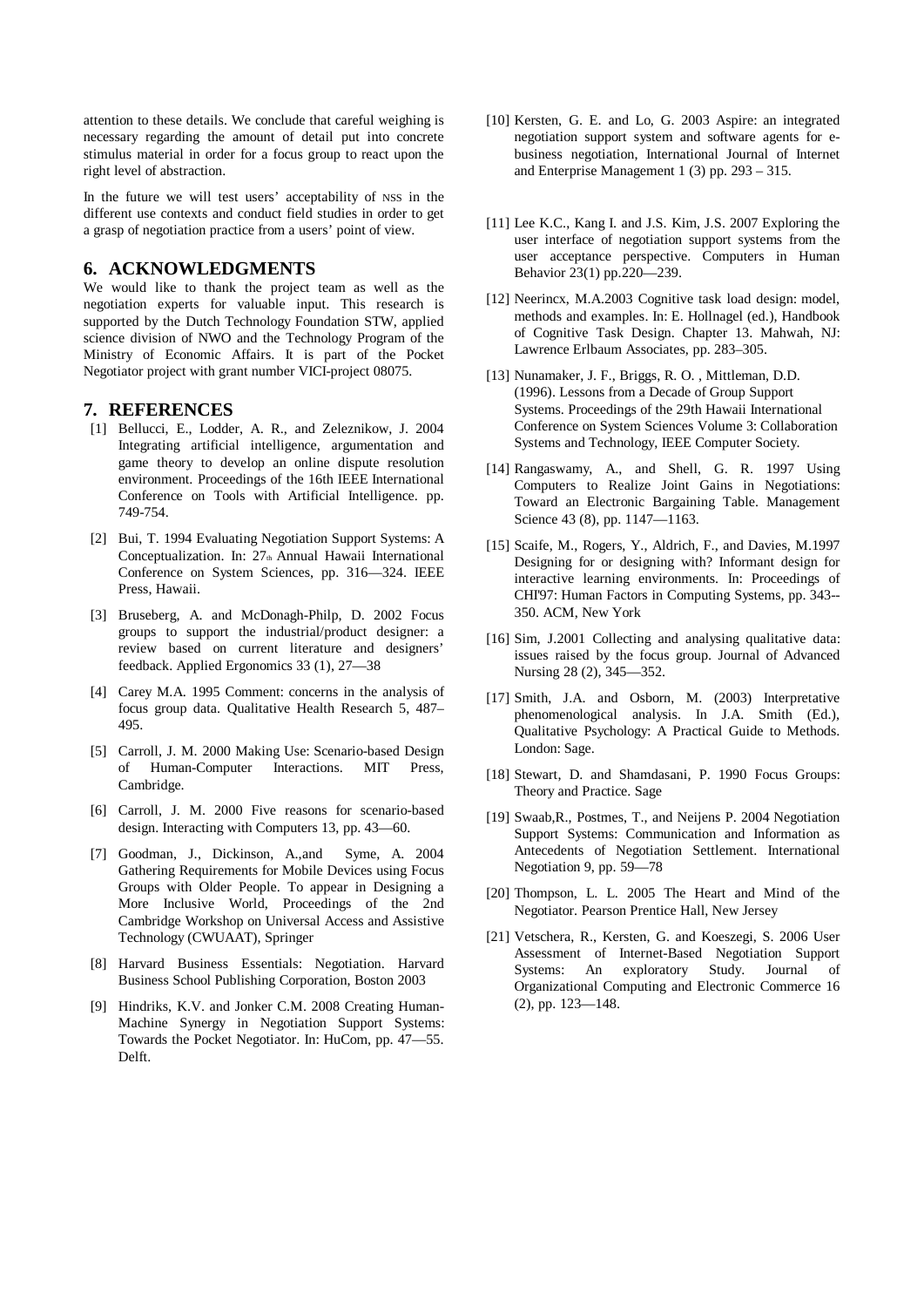attention to these details. We conclude that careful weighing is necessary regarding the amount of detail put into concrete stimulus material in order for a focus group to react upon the right level of abstraction.

In the future we will test users' acceptability of NSS in the different use contexts and conduct field studies in order to get a grasp of negotiation practice from a users' point of view.

## 6. ACKNOWLEDGMENTS

We would like to thank the project team as well as the negotiation experts for valuable input. This research is supported by the Dutch Technology Foundation STW, applied science division of NWO and the Technology Program of the Ministry of Economic Affairs. It is part of the Pocket Negotiator project with grant number VICI-project 08075.

## 7. REFERENCES

[1] Bellucci, E., Lodder, A. R., and Zeleznikow, J. 2004 Integrating artificial intelligence, argumentation and game theory to develop an online dispute resolution environment. Proceedings of the 16th IEEE International Conference on Tools with Artificial Intelligence. pp. 749-754.

[2] Bui, T. 1994 Evaluating Negotiation Support Systems: A Conceptualization. In: 27th Annual Hawaii International Conference on System Sciences, pp. 316—324. IEEE Press, Hawaii.

[3] Bruseberg, A. and McDonagh-Philp, D. 2002 Focus groups to support the industrial/product designer: a review based on current literature and designers' feedback. Applied Ergonomics 33 (1), 27—38

[4] Carey M.A. 1995 Comment: concerns in the analysis of focus group data. Qualitative Health Research 5, 487–495.

[5] Carroll, J. M. 2000 Making Use: Scenario-based Design of Human-Computer Interactions. MIT Press, Cambridge.

[6] Carroll, J. M. 2000 Five reasons for scenario-based design. Interacting with Computers 13, pp. 43—60.

[7] Goodman, J., Dickinson, A.,and Syme, A. 2004 Gathering Requirements for Mobile Devices using Focus Groups with Older People. To appear in Designing a More Inclusive World, Proceedings of the 2nd Cambridge Workshop on Universal Access and Assistive Technology (CWUAAT), Springer

[8] Harvard Business Essentials: Negotiation. Harvard Business School Publishing Corporation, Boston 2003

[9] Hindriks, K.V. and Jonker C.M. 2008 Creating Human-Machine Synergy in Negotiation Support Systems: Towards the Pocket Negotiator. In: HuCom, pp. 47—55. Delft.

[10] Kersten, G. E. and Lo, G. 2003 Aspire: an integrated negotiation support system and software agents for e-business negotiation, International Journal of Internet and Enterprise Management 1 (3) pp. 293 – 315.

[11] Lee K.C., Kang I. and J.S. Kim, J.S. 2007 Exploring the user interface of negotiation support systems from the user acceptance perspective. Computers in Human Behavior 23(1) pp.220—239.

[12] Neerincx, M.A.2003 Cognitive task load design: model, methods and examples. In: E. Hollnagel (ed.), Handbook of Cognitive Task Design. Chapter 13. Mahwah, NJ: Lawrence Erlbaum Associates, pp. 283–305.

[13] Nunamaker, J. F., Briggs, R. O. , Mittleman, D.D. (1996). Lessons from a Decade of Group Support Systems. Proceedings of the 29th Hawaii International Conference on System Sciences Volume 3: Collaboration Systems and Technology, IEEE Computer Society.

[14] Rangaswamy, A., and Shell, G. R. 1997 Using Computers to Realize Joint Gains in Negotiations: Toward an Electronic Bargaining Table. Management Science 43 (8), pp. 1147—1163.

[15] Scaife, M., Rogers, Y., Aldrich, F., and Davies, M.1997 Designing for or designing with? Informant design for interactive learning environments. In: Proceedings of CHI'97: Human Factors in Computing Systems, pp. 343--350. ACM, New York

[16] Sim, J.2001 Collecting and analysing qualitative data: issues raised by the focus group. Journal of Advanced Nursing 28 (2), 345—352.

[17] Smith, J.A. and Osborn, M. (2003) Interpretative phenomenological analysis. In J.A. Smith (Ed.), Qualitative Psychology: A Practical Guide to Methods. London: Sage.

[18] Stewart, D. and Shamdasani, P. 1990 Focus Groups: Theory and Practice. Sage

[19] Swaab,R., Postmes, T., and Neijens P. 2004 Negotiation Support Systems: Communication and Information as Antecedents of Negotiation Settlement. International Negotiation 9, pp. 59—78

[20] Thompson, L. L. 2005 The Heart and Mind of the Negotiator. Pearson Prentice Hall, New Jersey

[21] Vetschera, R., Kersten, G. and Koeszegi, S. 2006 User Assessment of Internet-Based Negotiation Support Systems: An exploratory Study. Journal of Organizational Computing and Electronic Commerce 16 (2), pp. 123—148.